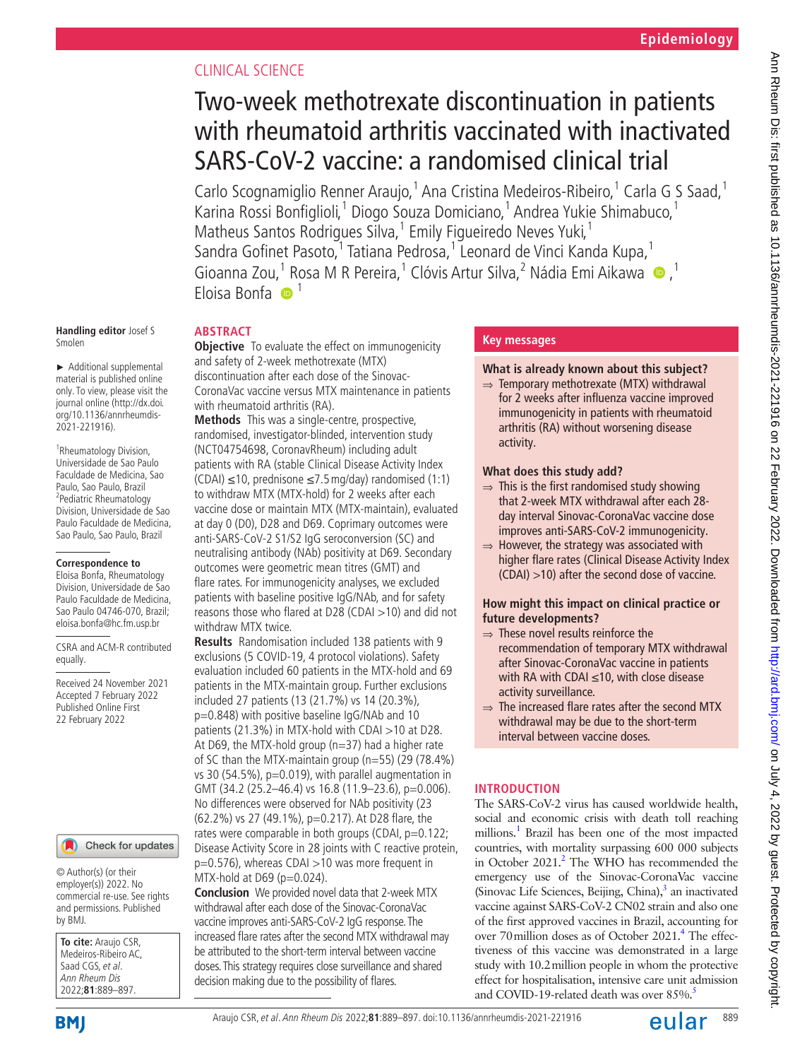CLINICAL SCIENCE

# Two-week methotrexate discontinuation in patients with rheumatoid arthritis vaccinated with inactivated SARS-CoV-2 vaccine: a randomised clinical trial

Carlo Scognamiglio Renner Araujo,[1] Ana Cristina Medeiros-Ribeiro,[1] Carla G S Saad,[1] Karina Rossi Bonfiglioli,[1] Diogo Souza Domiciano,[1] Andrea Yukie Shimabuco,[1] Matheus Santos Rodrigues Silva,[1] Emily Figueiredo Neves Yuki,[1] Sandra Gofinet Pasoto,[1] Tatiana Pedrosa,[1] Leonard de Vinci Kanda Kupa,[1] Gioanna Zou,[1] Rosa M R Pereira,[1] Clóvis Artur Silva,[2] Nádia Emi Aikawa,[1] Eloisa Bonfa[1]

Handling editor Josef S Smolen

► Additional supplemental material is published online only. To view, please visit the journal online (http://dx.doi.org/10.1136/annrheumdis-2021-221916).

[1]Rheumatology Division, Universidade de Sao Paulo Faculdade de Medicina, Sao Paulo, Sao Paulo, Brazil
[2]Pediatric Rheumatology Division, Universidade de Sao Paulo Faculdade de Medicina, Sao Paulo, Sao Paulo, Brazil

**Correspondence to**
Eloisa Bonfa, Rheumatology Division, Universidade de Sao Paulo Faculdade de Medicina, Sao Paulo 04746-070, Brazil; eloisa.bonfa@hc.fm.usp.br

CSRA and ACM-R contributed equally.

Received 24 November 2021
Accepted 7 February 2022
Published Online First 22 February 2022

© Author(s) (or their employer(s)) 2022. No commercial re-use. See rights and permissions. Published by BMJ.

**To cite:** Araujo CSR, Medeiros-Ribeiro AC, Saad CGS, *et al*. *Ann Rheum Dis* 2022;**81**:889–897.

## ABSTRACT

**Objective** To evaluate the effect on immunogenicity and safety of 2-week methotrexate (MTX) discontinuation after each dose of the Sinovac-CoronaVac vaccine versus MTX maintenance in patients with rheumatoid arthritis (RA).

**Methods** This was a single-centre, prospective, randomised, investigator-blinded, intervention study (NCT04754698, CoronavRheum) including adult patients with RA (stable Clinical Disease Activity Index (CDAI) ≤10, prednisone ≤7.5 mg/day) randomised (1:1) to withdraw MTX (MTX-hold) for 2 weeks after each vaccine dose or maintain MTX (MTX-maintain), evaluated at day 0 (D0), D28 and D69. Coprimary outcomes were anti-SARS-CoV-2 S1/S2 IgG seroconversion (SC) and neutralising antibody (NAb) positivity at D69. Secondary outcomes were geometric mean titres (GMT) and flare rates. For immunogenicity analyses, we excluded patients with baseline positive IgG/NAb, and for safety reasons those who flared at D28 (CDAI >10) and did not withdraw MTX twice.

**Results** Randomisation included 138 patients with 9 exclusions (5 COVID-19, 4 protocol violations). Safety evaluation included 60 patients in the MTX-hold and 69 patients in the MTX-maintain group. Further exclusions included 27 patients (13 (21.7%) vs 14 (20.3%), p=0.848) with positive baseline IgG/NAb and 10 patients (21.3%) in MTX-hold with CDAI >10 at D28. At D69, the MTX-hold group (n=37) had a higher rate of SC than the MTX-maintain group (n=55) (29 (78.4%) vs 30 (54.5%), p=0.019), with parallel augmentation in GMT (34.2 (25.2–46.4) vs 16.8 (11.9–23.6), p=0.006). No differences were observed for NAb positivity (23 (62.2%) vs 27 (49.1%), p=0.217). At D28 flare, the rates were comparable in both groups (CDAI, p=0.122; Disease Activity Score in 28 joints with C reactive protein, p=0.576), whereas CDAI >10 was more frequent in MTX-hold at D69 (p=0.024).

**Conclusion** We provided novel data that 2-week MTX withdrawal after each dose of the Sinovac-CoronaVac vaccine improves anti-SARS-CoV-2 IgG response. The increased flare rates after the second MTX withdrawal may be attributed to the short-term interval between vaccine doses. This strategy requires close surveillance and shared decision making due to the possibility of flares.

## Key messages

**What is already known about this subject?**

⇒ Temporary methotrexate (MTX) withdrawal for 2 weeks after influenza vaccine improved immunogenicity in patients with rheumatoid arthritis (RA) without worsening disease activity.

**What does this study add?**

⇒ This is the first randomised study showing that 2-week MTX withdrawal after each 28-day interval Sinovac-CoronaVac vaccine dose improves anti-SARS-CoV-2 immunogenicity.

⇒ However, the strategy was associated with higher flare rates (Clinical Disease Activity Index (CDAI) >10) after the second dose of vaccine.

**How might this impact on clinical practice or future developments?**

⇒ These novel results reinforce the recommendation of temporary MTX withdrawal after Sinovac-CoronaVac vaccine in patients with RA with CDAI ≤10, with close disease activity surveillance.

⇒ The increased flare rates after the second MTX withdrawal may be due to the short-term interval between vaccine doses.

## INTRODUCTION

The SARS-CoV-2 virus has caused worldwide health, social and economic crisis with death toll reaching millions.[1] Brazil has been one of the most impacted countries, with mortality surpassing 600 000 subjects in October 2021.[2] The WHO has recommended the emergency use of the Sinovac-CoronaVac vaccine (Sinovac Life Sciences, Beijing, China),[3] an inactivated vaccine against SARS-CoV-2 CN02 strain and also one of the first approved vaccines in Brazil, accounting for over 70 million doses as of October 2021.[4] The effectiveness of this vaccine was demonstrated in a large study with 10.2 million people in whom the protective effect for hospitalisation, intensive care unit admission and COVID-19-related death was over 85%.[5]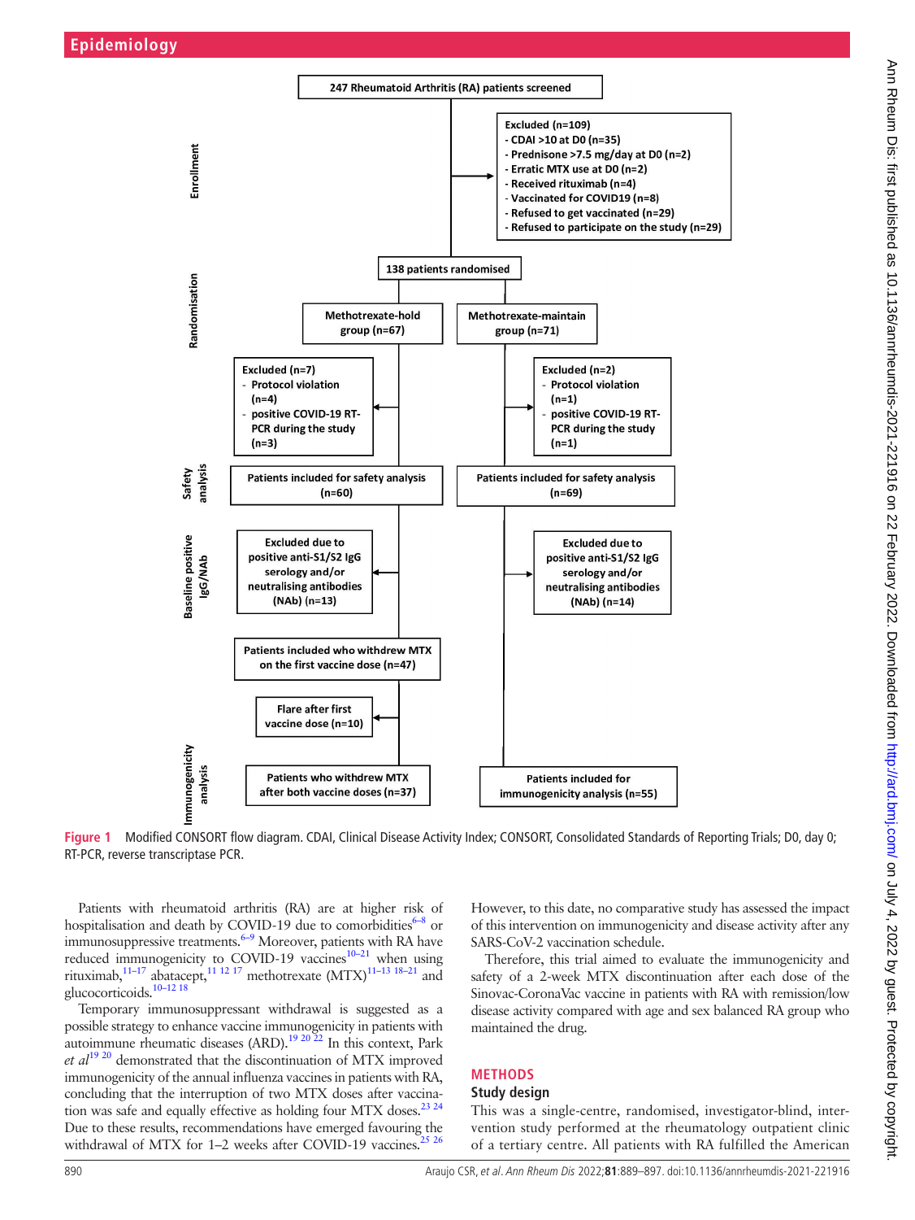247 Rheumatoid Arthritis (RA) patients screened

Excluded (n=109)
- CDAI >10 at D0 (n=35)
- Prednisone >7.5 mg/day at D0 (n=2)
- Erratic MTX use at D0 (n=2)
- Received rituximab (n=4)
- Vaccinated for COVID19 (n=8)
- Refused to get vaccinated (n=29)
- Refused to participate on the study (n=29)

138 patients randomised

| | Methotrexate-hold group (n=67) | Methotrexate-maintain group (n=71) |
|---|---|---|
| Excluded | Excluded (n=7): Protocol violation (n=4); positive COVID-19 RT-PCR during the study (n=3) | Excluded (n=2): Protocol violation (n=1); positive COVID-19 RT-PCR during the study (n=1) |
| Safety analysis | Patients included for safety analysis (n=60) | Patients included for safety analysis (n=69) |
| Baseline positive IgG/NAb | Excluded due to positive anti-S1/S2 IgG serology and/or neutralising antibodies (NAb) (n=13) | Excluded due to positive anti-S1/S2 IgG serology and/or neutralising antibodies (NAb) (n=14) |
| | Patients included who withdrew MTX on the first vaccine dose (n=47) | |
| | Flare after first vaccine dose (n=10) | |
| Immunogenicity analysis | Patients who withdrew MTX after both vaccine doses (n=37) | Patients included for immunogenicity analysis (n=55) |

**Figure 1** Modified CONSORT flow diagram. CDAI, Clinical Disease Activity Index; CONSORT, Consolidated Standards of Reporting Trials; D0, day 0; RT-PCR, reverse transcriptase PCR.

Patients with rheumatoid arthritis (RA) are at higher risk of hospitalisation and death by COVID-19 due to comorbidities[6–8] or immunosuppressive treatments.[6–9] Moreover, patients with RA have reduced immunogenicity to COVID-19 vaccines[10–21] when using rituximab,[11–17] abatacept,[11 12 17] methotrexate (MTX)[11–13 18–21] and glucocorticoids.[10–12 18]

Temporary immunosuppressant withdrawal is suggested as a possible strategy to enhance vaccine immunogenicity in patients with autoimmune rheumatic diseases (ARD).[19 20 22] In this context, Park *et al*[19 20] demonstrated that the discontinuation of MTX improved immunogenicity of the annual influenza vaccines in patients with RA, concluding that the interruption of two MTX doses after vaccination was safe and equally effective as holding four MTX doses.[23 24] Due to these results, recommendations have emerged favouring the withdrawal of MTX for 1–2 weeks after COVID-19 vaccines.[25 26] However, to this date, no comparative study has assessed the impact of this intervention on immunogenicity and disease activity after any SARS-CoV-2 vaccination schedule.

Therefore, this trial aimed to evaluate the immunogenicity and safety of a 2-week MTX discontinuation after each dose of the Sinovac-CoronaVac vaccine in patients with RA with remission/low disease activity compared with age and sex balanced RA group who maintained the drug.

## METHODS

### Study design

This was a single-centre, randomised, investigator-blind, intervention study performed at the rheumatology outpatient clinic of a tertiary centre. All patients with RA fulfilled the American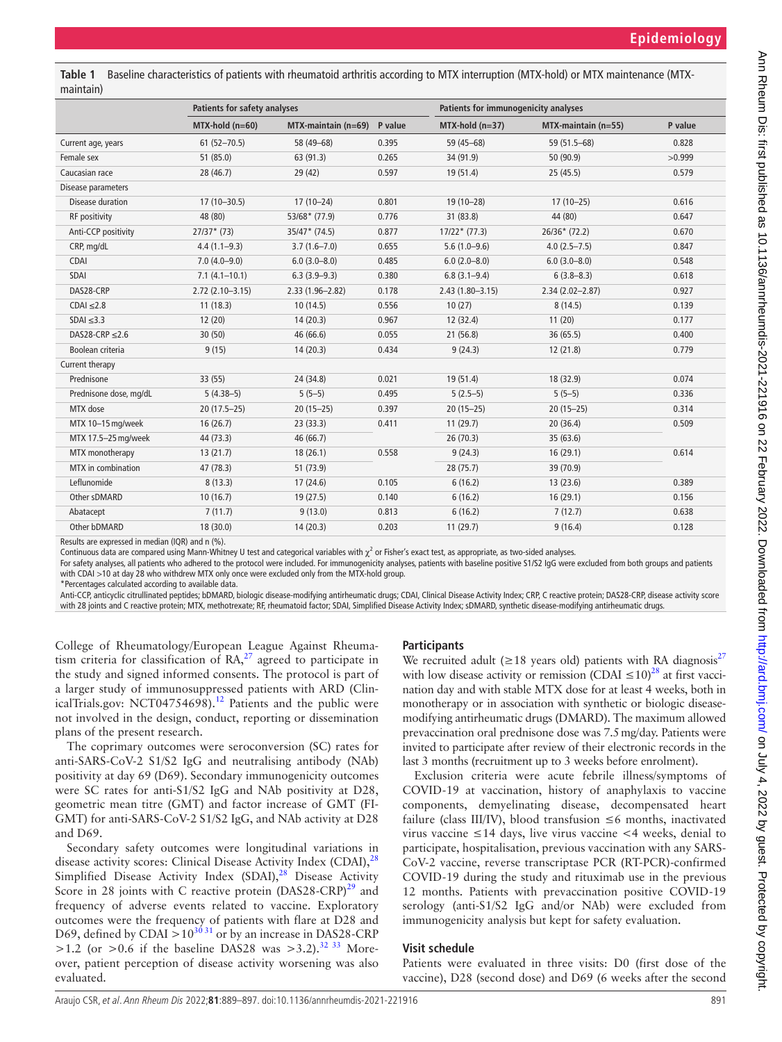**Table 1** Baseline characteristics of patients with rheumatoid arthritis according to MTX interruption (MTX-hold) or MTX maintenance (MTX-maintain)

| | Patients for safety analyses | | | Patients for immunogenicity analyses | | |
|---|---|---|---|---|---|---|
| | MTX-hold (n=60) | MTX-maintain (n=69) | P value | MTX-hold (n=37) | MTX-maintain (n=55) | P value |
| Current age, years | 61 (52–70.5) | 58 (49–68) | 0.395 | 59 (45–68) | 59 (51.5–68) | 0.828 |
| Female sex | 51 (85.0) | 63 (91.3) | 0.265 | 34 (91.9) | 50 (90.9) | >0.999 |
| Caucasian race | 28 (46.7) | 29 (42) | 0.597 | 19 (51.4) | 25 (45.5) | 0.579 |
| Disease parameters | | | | | | |
| Disease duration | 17 (10–30.5) | 17 (10–24) | 0.801 | 19 (10–28) | 17 (10–25) | 0.616 |
| RF positivity | 48 (80) | 53/68* (77.9) | 0.776 | 31 (83.8) | 44 (80) | 0.647 |
| Anti-CCP positivity | 27/37* (73) | 35/47* (74.5) | 0.877 | 17/22* (77.3) | 26/36* (72.2) | 0.670 |
| CRP, mg/dL | 4.4 (1.1–9.3) | 3.7 (1.6–7.0) | 0.655 | 5.6 (1.0–9.6) | 4.0 (2.5–7.5) | 0.847 |
| CDAI | 7.0 (4.0–9.0) | 6.0 (3.0–8.0) | 0.485 | 6.0 (2.0–8.0) | 6.0 (3.0–8.0) | 0.548 |
| SDAI | 7.1 (4.1–10.1) | 6.3 (3.9–9.3) | 0.380 | 6.8 (3.1–9.4) | 6 (3.8–8.3) | 0.618 |
| DAS28-CRP | 2.72 (2.10–3.15) | 2.33 (1.96–2.82) | 0.178 | 2.43 (1.80–3.15) | 2.34 (2.02–2.87) | 0.927 |
| CDAI ≤2.8 | 11 (18.3) | 10 (14.5) | 0.556 | 10 (27) | 8 (14.5) | 0.139 |
| SDAI ≤3.3 | 12 (20) | 14 (20.3) | 0.967 | 12 (32.4) | 11 (20) | 0.177 |
| DAS28-CRP ≤2.6 | 30 (50) | 46 (66.6) | 0.055 | 21 (56.8) | 36 (65.5) | 0.400 |
| Boolean criteria | 9 (15) | 14 (20.3) | 0.434 | 9 (24.3) | 12 (21.8) | 0.779 |
| Current therapy | | | | | | |
| Prednisone | 33 (55) | 24 (34.8) | 0.021 | 19 (51.4) | 18 (32.9) | 0.074 |
| Prednisone dose, mg/dL | 5 (4.38–5) | 5 (5–5) | 0.495 | 5 (2.5–5) | 5 (5–5) | 0.336 |
| MTX dose | 20 (17.5–25) | 20 (15–25) | 0.397 | 20 (15–25) | 20 (15–25) | 0.314 |
| MTX 10–15 mg/week | 16 (26.7) | 23 (33.3) | 0.411 | 11 (29.7) | 20 (36.4) | 0.509 |
| MTX 17.5–25 mg/week | 44 (73.3) | 46 (66.7) | | 26 (70.3) | 35 (63.6) | |
| MTX monotherapy | 13 (21.7) | 18 (26.1) | 0.558 | 9 (24.3) | 16 (29.1) | 0.614 |
| MTX in combination | 47 (78.3) | 51 (73.9) | | 28 (75.7) | 39 (70.9) | |
| Leflunomide | 8 (13.3) | 17 (24.6) | 0.105 | 6 (16.2) | 13 (23.6) | 0.389 |
| Other sDMARD | 10 (16.7) | 19 (27.5) | 0.140 | 6 (16.2) | 16 (29.1) | 0.156 |
| Abatacept | 7 (11.7) | 9 (13.0) | 0.813 | 6 (16.2) | 7 (12.7) | 0.638 |
| Other bDMARD | 18 (30.0) | 14 (20.3) | 0.203 | 11 (29.7) | 9 (16.4) | 0.128 |

Results are expressed in median (IQR) and n (%).

Continuous data are compared using Mann-Whitney U test and categorical variables with $\chi^2$ or Fisher's exact test, as appropriate, as two-sided analyses.

For safety analyses, all patients who adhered to the protocol were included. For immunogenicity analyses, patients with baseline positive S1/S2 IgG were excluded from both groups and patients with CDAI >10 at day 28 who withdrew MTX only once were excluded only from the MTX-hold group.

*Percentages calculated according to available data.

Anti-CCP, anticyclic citrullinated peptides; bDMARD, biologic disease-modifying antirheumatic drugs; CDAI, Clinical Disease Activity Index; CRP, C reactive protein; DAS28-CRP, disease activity score with 28 joints and C reactive protein; MTX, methotrexate; RF, rheumatoid factor; SDAI, Simplified Disease Activity Index; sDMARD, synthetic disease-modifying antirheumatic drugs.

College of Rheumatology/European League Against Rheumatism criteria for classification of RA,[27] agreed to participate in the study and signed informed consents. The protocol is part of a larger study of immunosuppressed patients with ARD (ClinicalTrials.gov: NCT04754698).[12] Patients and the public were not involved in the design, conduct, reporting or dissemination plans of the present research.

The coprimary outcomes were seroconversion (SC) rates for anti-SARS-CoV-2 S1/S2 IgG and neutralising antibody (NAb) positivity at day 69 (D69). Secondary immunogenicity outcomes were SC rates for anti-S1/S2 IgG and NAb positivity at D28, geometric mean titre (GMT) and factor increase of GMT (FI-GMT) for anti-SARS-CoV-2 S1/S2 IgG, and NAb activity at D28 and D69.

Secondary safety outcomes were longitudinal variations in disease activity scores: Clinical Disease Activity Index (CDAI),[28] Simplified Disease Activity Index (SDAI),[28] Disease Activity Score in 28 joints with C reactive protein (DAS28-CRP)[29] and frequency of adverse events related to vaccine. Exploratory outcomes were the frequency of patients with flare at D28 and D69, defined by CDAI >10[30,31] or by an increase in DAS28-CRP >1.2 (or >0.6 if the baseline DAS28 was >3.2).[32,33] Moreover, patient perception of disease activity worsening was also evaluated.

### Participants

We recruited adult (≥18 years old) patients with RA diagnosis[27] with low disease activity or remission (CDAI ≤10)[28] at first vaccination day and with stable MTX dose for at least 4 weeks, both in monotherapy or in association with synthetic or biologic disease-modifying antirheumatic drugs (DMARD). The maximum allowed prevaccination oral prednisone dose was 7.5 mg/day. Patients were invited to participate after review of their electronic records in the last 3 months (recruitment up to 3 weeks before enrolment).

Exclusion criteria were acute febrile illness/symptoms of COVID-19 at vaccination, history of anaphylaxis to vaccine components, demyelinating disease, decompensated heart failure (class III/IV), blood transfusion ≤6 months, inactivated virus vaccine ≤14 days, live virus vaccine <4 weeks, denial to participate, hospitalisation, previous vaccination with any SARS-CoV-2 vaccine, reverse transcriptase PCR (RT-PCR)-confirmed COVID-19 during the study and rituximab use in the previous 12 months. Patients with prevaccination positive COVID-19 serology (anti-S1/S2 IgG and/or NAb) were excluded from immunogenicity analysis but kept for safety evaluation.

### Visit schedule

Patients were evaluated in three visits: D0 (first dose of the vaccine), D28 (second dose) and D69 (6 weeks after the second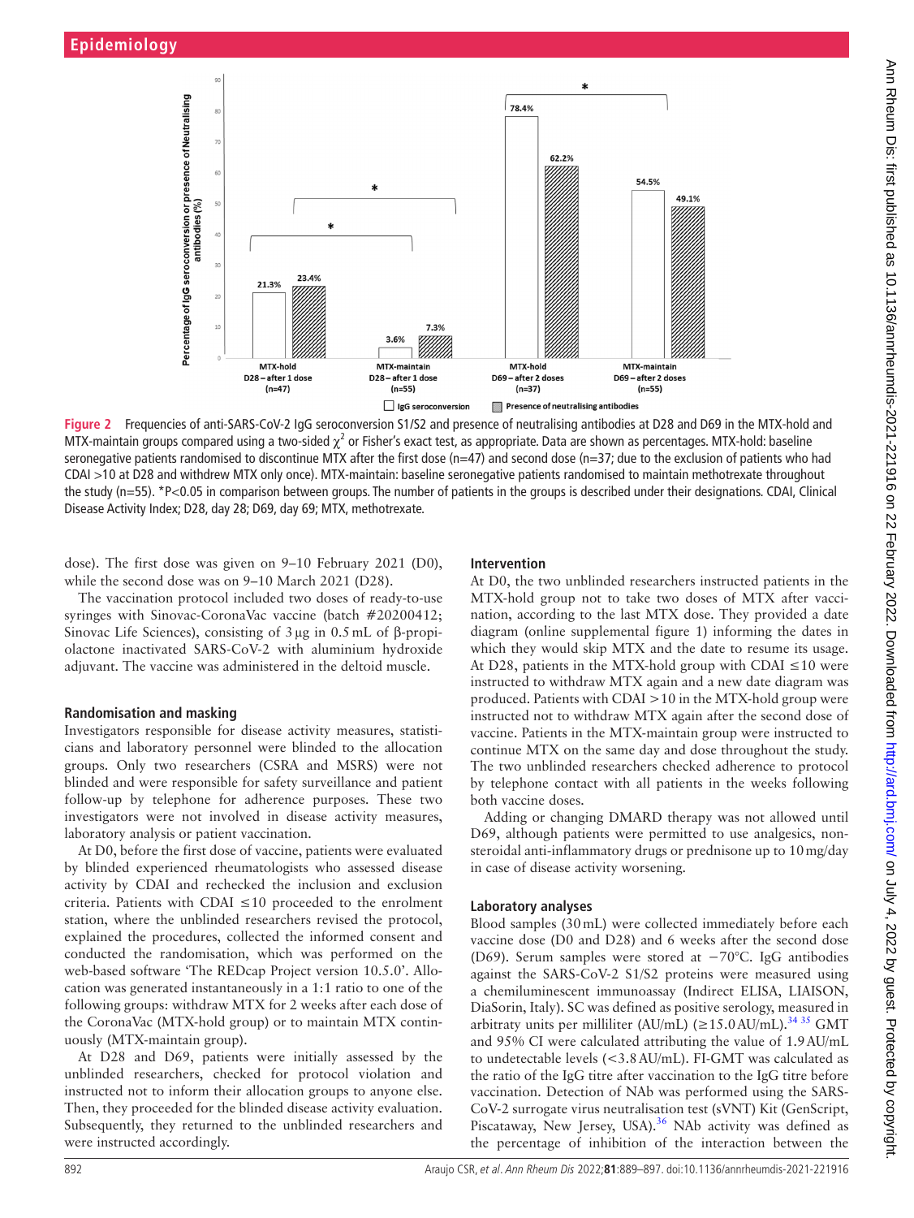Figure 2 Frequencies of anti-SARS-CoV-2 IgG seroconversion S1/S2 and presence of neutralising antibodies at D28 and D69 in the MTX-hold and MTX-maintain groups compared using a two-sided $\chi^2$ or Fisher's exact test, as appropriate. Data are shown as percentages. MTX-hold: baseline seronegative patients randomised to discontinue MTX after the first dose (n=47) and second dose (n=37; due to the exclusion of patients who had CDAI >10 at D28 and withdrew MTX only once). MTX-maintain: baseline seronegative patients randomised to maintain methotrexate throughout the study (n=55). *P<0.05 in comparison between groups. The number of patients in the groups is described under their designations. CDAI, Clinical Disease Activity Index; D28, day 28; D69, day 69; MTX, methotrexate.

dose). The first dose was given on 9–10 February 2021 (D0), while the second dose was on 9–10 March 2021 (D28).

The vaccination protocol included two doses of ready-to-use syringes with Sinovac-CoronaVac vaccine (batch #20200412; Sinovac Life Sciences), consisting of 3 µg in 0.5 mL of β-propiolactone inactivated SARS-CoV-2 with aluminium hydroxide adjuvant. The vaccine was administered in the deltoid muscle.

### Randomisation and masking

Investigators responsible for disease activity measures, statisticians and laboratory personnel were blinded to the allocation groups. Only two researchers (CSRA and MSRS) were not blinded and were responsible for safety surveillance and patient follow-up by telephone for adherence purposes. These two investigators were not involved in disease activity measures, laboratory analysis or patient vaccination.

At D0, before the first dose of vaccine, patients were evaluated by blinded experienced rheumatologists who assessed disease activity by CDAI and rechecked the inclusion and exclusion criteria. Patients with CDAI ≤10 proceeded to the enrolment station, where the unblinded researchers revised the protocol, explained the procedures, collected the informed consent and conducted the randomisation, which was performed on the web-based software 'The REDcap Project version 10.5.0'. Allocation was generated instantaneously in a 1:1 ratio to one of the following groups: withdraw MTX for 2 weeks after each dose of the CoronaVac (MTX-hold group) or to maintain MTX continuously (MTX-maintain group).

At D28 and D69, patients were initially assessed by the unblinded researchers, checked for protocol violation and instructed not to inform their allocation groups to anyone else. Then, they proceeded for the blinded disease activity evaluation. Subsequently, they returned to the unblinded researchers and were instructed accordingly.

### Intervention

At D0, the two unblinded researchers instructed patients in the MTX-hold group not to take two doses of MTX after vaccination, according to the last MTX dose. They provided a date diagram (online supplemental figure 1) informing the dates in which they would skip MTX and the date to resume its usage. At D28, patients in the MTX-hold group with CDAI ≤10 were instructed to withdraw MTX again and a new date diagram was produced. Patients with CDAI >10 in the MTX-hold group were instructed not to withdraw MTX again after the second dose of vaccine. Patients in the MTX-maintain group were instructed to continue MTX on the same day and dose throughout the study. The two unblinded researchers checked adherence to protocol by telephone contact with all patients in the weeks following both vaccine doses.

Adding or changing DMARD therapy was not allowed until D69, although patients were permitted to use analgesics, non-steroidal anti-inflammatory drugs or prednisone up to 10 mg/day in case of disease activity worsening.

### Laboratory analyses

Blood samples (30 mL) were collected immediately before each vaccine dose (D0 and D28) and 6 weeks after the second dose (D69). Serum samples were stored at −70°C. IgG antibodies against the SARS-CoV-2 S1/S2 proteins were measured using a chemiluminescent immunoassay (Indirect ELISA, LIAISON, DiaSorin, Italy). SC was defined as positive serology, measured in arbitraty units per milliliter (AU/mL) (≥15.0 AU/mL).[34,35] GMT and 95% CI were calculated attributing the value of 1.9 AU/mL to undetectable levels (<3.8 AU/mL). FI-GMT was calculated as the ratio of the IgG titre after vaccination to the IgG titre before vaccination. Detection of NAb was performed using the SARS-CoV-2 surrogate virus neutralisation test (sVNT) Kit (GenScript, Piscataway, New Jersey, USA).[36] NAb activity was defined as the percentage of inhibition of the interaction between the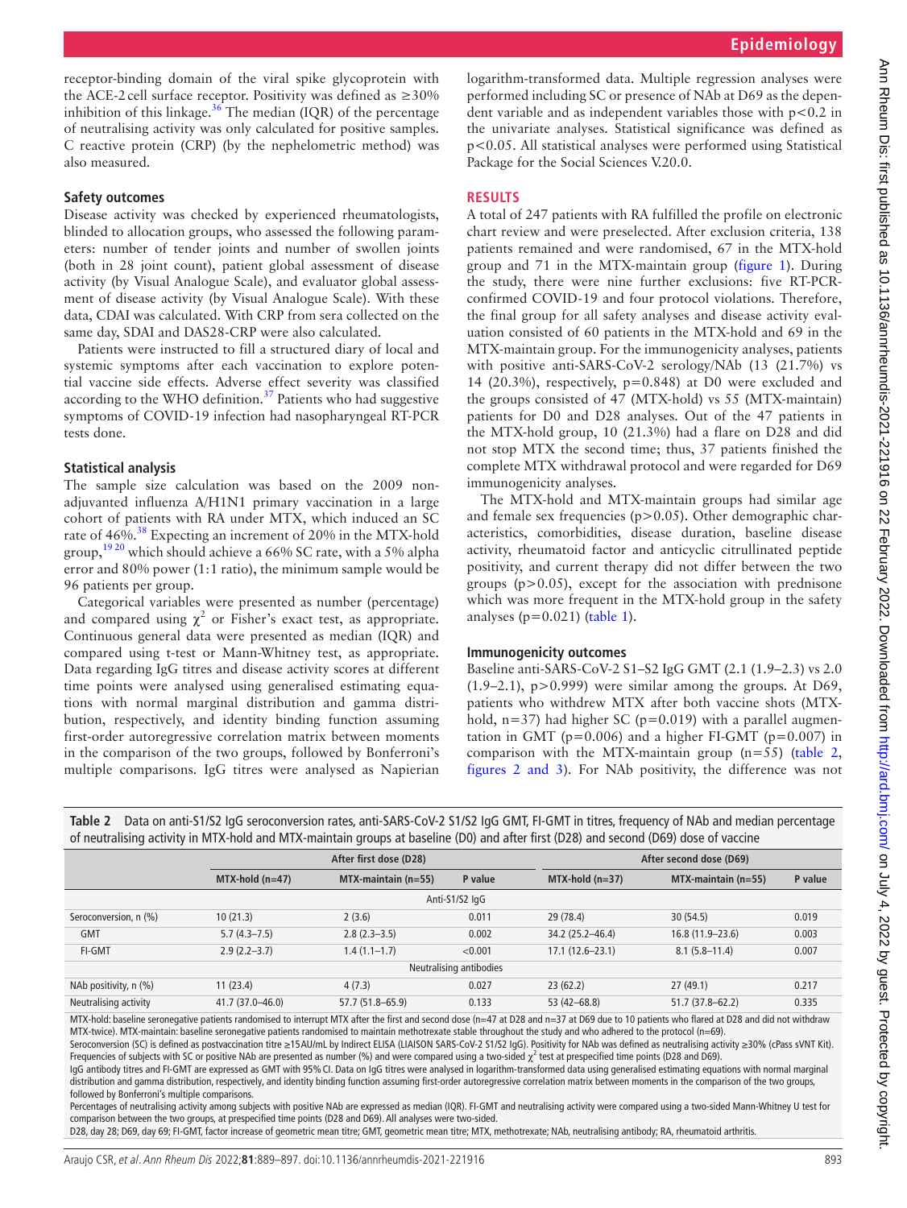receptor-binding domain of the viral spike glycoprotein with the ACE-2 cell surface receptor. Positivity was defined as ≥30% inhibition of this linkage.[36] The median (IQR) of the percentage of neutralising activity was only calculated for positive samples. C reactive protein (CRP) (by the nephelometric method) was also measured.

### Safety outcomes

Disease activity was checked by experienced rheumatologists, blinded to allocation groups, who assessed the following parameters: number of tender joints and number of swollen joints (both in 28 joint count), patient global assessment of disease activity (by Visual Analogue Scale), and evaluator global assessment of disease activity (by Visual Analogue Scale). With these data, CDAI was calculated. With CRP from sera collected on the same day, SDAI and DAS28-CRP were also calculated.

Patients were instructed to fill a structured diary of local and systemic symptoms after each vaccination to explore potential vaccine side effects. Adverse effect severity was classified according to the WHO definition.[37] Patients who had suggestive symptoms of COVID-19 infection had nasopharyngeal RT-PCR tests done.

### Statistical analysis

The sample size calculation was based on the 2009 non-adjuvanted influenza A/H1N1 primary vaccination in a large cohort of patients with RA under MTX, which induced an SC rate of 46%.[38] Expecting an increment of 20% in the MTX-hold group,[19 20] which should achieve a 66% SC rate, with a 5% alpha error and 80% power (1:1 ratio), the minimum sample would be 96 patients per group.

Categorical variables were presented as number (percentage) and compared using $\chi^2$ or Fisher's exact test, as appropriate. Continuous general data were presented as median (IQR) and compared using t-test or Mann-Whitney test, as appropriate. Data regarding IgG titres and disease activity scores at different time points were analysed using generalised estimating equations with normal marginal distribution and gamma distribution, respectively, and identity binding function assuming first-order autoregressive correlation matrix between moments in the comparison of the two groups, followed by Bonferroni's multiple comparisons. IgG titres were analysed as Napierian logarithm-transformed data. Multiple regression analyses were performed including SC or presence of NAb at D69 as the dependent variable and as independent variables those with p<0.2 in the univariate analyses. Statistical significance was defined as p<0.05. All statistical analyses were performed using Statistical Package for the Social Sciences V.20.0.

## RESULTS

A total of 247 patients with RA fulfilled the profile on electronic chart review and were preselected. After exclusion criteria, 138 patients remained and were randomised, 67 in the MTX-hold group and 71 in the MTX-maintain group (figure 1). During the study, there were nine further exclusions: five RT-PCR-confirmed COVID-19 and four protocol violations. Therefore, the final group for all safety analyses and disease activity evaluation consisted of 60 patients in the MTX-hold and 69 in the MTX-maintain group. For the immunogenicity analyses, patients with positive anti-SARS-CoV-2 serology/NAb (13 (21.7%) vs 14 (20.3%), respectively, p=0.848) at D0 were excluded and the groups consisted of 47 (MTX-hold) vs 55 (MTX-maintain) patients for D0 and D28 analyses. Out of the 47 patients in the MTX-hold group, 10 (21.3%) had a flare on D28 and did not stop MTX the second time; thus, 37 patients finished the complete MTX withdrawal protocol and were regarded for D69 immunogenicity analyses.

The MTX-hold and MTX-maintain groups had similar age and female sex frequencies (p>0.05). Other demographic characteristics, comorbidities, disease duration, baseline disease activity, rheumatoid factor and anticyclic citrullinated peptide positivity, and current therapy did not differ between the two groups (p>0.05), except for the association with prednisone which was more frequent in the MTX-hold group in the safety analyses (p=0.021) (table 1).

### Immunogenicity outcomes

Baseline anti-SARS-CoV-2 S1–S2 IgG GMT (2.1 (1.9–2.3) vs 2.0 (1.9–2.1), p>0.999) were similar among the groups. At D69, patients who withdrew MTX after both vaccine shots (MTX-hold, n=37) had higher SC (p=0.019) with a parallel augmentation in GMT (p=0.006) and a higher FI-GMT (p=0.007) in comparison with the MTX-maintain group (n=55) (table 2, figures 2 and 3). For NAb positivity, the difference was not

**Table 2** Data on anti-S1/S2 IgG seroconversion rates, anti-SARS-CoV-2 S1/S2 IgG GMT, FI-GMT in titres, frequency of NAb and median percentage of neutralising activity in MTX-hold and MTX-maintain groups at baseline (D0) and after first (D28) and second (D69) dose of vaccine

| | After first dose (D28) | | | After second dose (D69) | | |
|---|---|---|---|---|---|---|
| | MTX-hold (n=47) | MTX-maintain (n=55) | P value | MTX-hold (n=37) | MTX-maintain (n=55) | P value |
| **Anti-S1/S2 IgG** | | | | | | |
| Seroconversion, n (%) | 10 (21.3) | 2 (3.6) | 0.011 | 29 (78.4) | 30 (54.5) | 0.019 |
| GMT | 5.7 (4.3–7.5) | 2.8 (2.3–3.5) | 0.002 | 34.2 (25.2–46.4) | 16.8 (11.9–23.6) | 0.003 |
| FI-GMT | 2.9 (2.2–3.7) | 1.4 (1.1–1.7) | <0.001 | 17.1 (12.6–23.1) | 8.1 (5.8–11.4) | 0.007 |
| **Neutralising antibodies** | | | | | | |
| NAb positivity, n (%) | 11 (23.4) | 4 (7.3) | 0.027 | 23 (62.2) | 27 (49.1) | 0.217 |
| Neutralising activity | 41.7 (37.0–46.0) | 57.7 (51.8–65.9) | 0.133 | 53 (42–68.8) | 51.7 (37.8–62.2) | 0.335 |

MTX-hold: baseline seronegative patients randomised to interrupt MTX after the first and second dose (n=47 at D28 and n=37 at D69 due to 10 patients who flared at D28 and did not withdraw MTX-twice). MTX-maintain: baseline seronegative patients randomised to maintain methotrexate stable throughout the study and who adhered to the protocol (n=69).
Seroconversion (SC) is defined as postvaccination titre ≥15 AU/mL by Indirect ELISA (LIAISON SARS-CoV-2 S1/S2 IgG). Positivity for NAb was defined as neutralising activity ≥30% (cPass sVNT Kit). Frequencies of subjects with SC or positive NAb are presented as number (%) and were compared using a two-sided $\chi^2$ test at prespecified time points (D28 and D69).
IgG antibody titres and FI-GMT are expressed as GMT with 95% CI. Data on IgG titres were analysed in logarithm-transformed data using generalised estimating equations with normal marginal distribution and gamma distribution, respectively, and identity binding function assuming first-order autoregressive correlation matrix between moments in the comparison of the two groups, followed by Bonferroni's multiple comparisons.
Percentages of neutralising activity among subjects with positive NAb are expressed as median (IQR). FI-GMT and neutralising activity were compared using a two-sided Mann-Whitney U test for comparison between the two groups, at prespecified time points (D28 and D69). All analyses were two-sided.
D28, day 28; D69, day 69; FI-GMT, factor increase of geometric mean titre; GMT, geometric mean titre; MTX, methotrexate; NAb, neutralising antibody; RA, rheumatoid arthritis.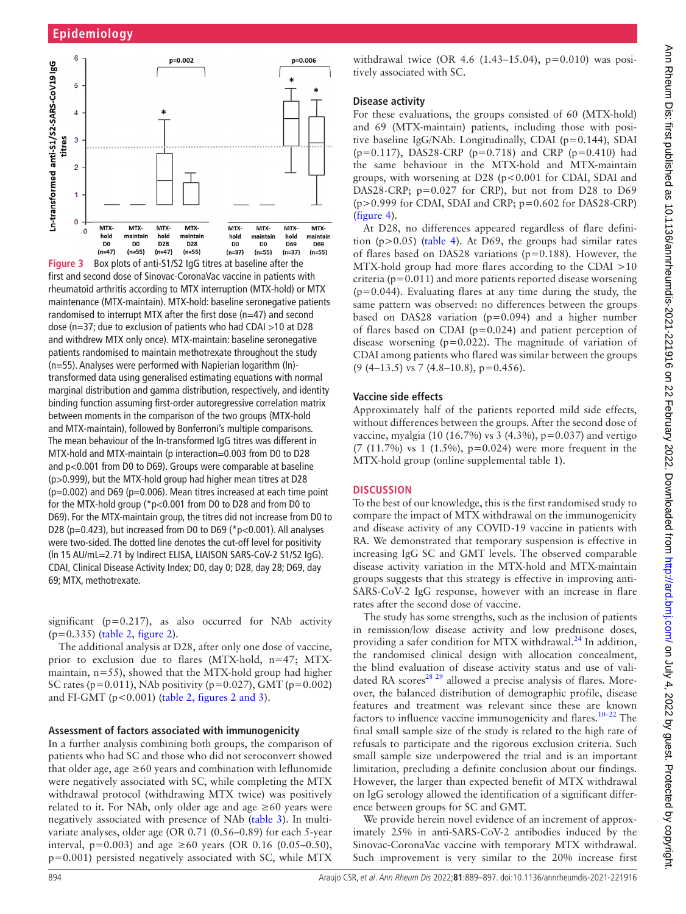Figure 3 Box plots of anti-S1/S2 IgG titres at baseline after the first and second dose of Sinovac-CoronaVac vaccine in patients with rheumatoid arthritis according to MTX interruption (MTX-hold) or MTX maintenance (MTX-maintain). MTX-hold: baseline seronegative patients randomised to interrupt MTX after the first dose (n=47) and second dose (n=37; due to exclusion of patients who had CDAI >10 at D28 and withdrew MTX only once). MTX-maintain: baseline seronegative patients randomised to maintain methotrexate throughout the study (n=55). Analyses were performed with Napierian logarithm (ln)-transformed data using generalised estimating equations with normal marginal distribution and gamma distribution, respectively, and identity binding function assuming first-order autoregressive correlation matrix between moments in the comparison of the two groups (MTX-hold and MTX-maintain), followed by Bonferroni's multiple comparisons. The mean behaviour of the ln-transformed IgG titres was different in MTX-hold and MTX-maintain (p interaction=0.003 from D0 to D28 and p<0.001 from D0 to D69). Groups were comparable at baseline (p>0.999), but the MTX-hold group had higher mean titres at D28 (p=0.002) and D69 (p=0.006). Mean titres increased at each time point for the MTX-hold group (*p<0.001 from D0 to D28 and from D0 to D69). For the MTX-maintain group, the titres did not increase from D0 to D28 (p=0.423), but increased from D0 to D69 (*p<0.001). All analyses were two-sided. The dotted line denotes the cut-off level for positivity (ln 15 AU/mL=2.71 by Indirect ELISA, LIAISON SARS-CoV-2 S1/S2 IgG). CDAI, Clinical Disease Activity Index; D0, day 0; D28, day 28; D69, day 69; MTX, methotrexate.

significant (p=0.217), as also occurred for NAb activity (p=0.335) (table 2, figure 2).

The additional analysis at D28, after only one dose of vaccine, prior to exclusion due to flares (MTX-hold, n=47; MTX-maintain, n=55), showed that the MTX-hold group had higher SC rates (p=0.011), NAb positivity (p=0.027), GMT (p=0.002) and FI-GMT (p<0.001) (table 2, figures 2 and 3).

### Assessment of factors associated with immunogenicity

In a further analysis combining both groups, the comparison of patients who had SC and those who did not seroconvert showed that older age, age ≥60 years and combination with leflunomide were negatively associated with SC, while completing the MTX withdrawal protocol (withdrawing MTX twice) was positively related to it. For NAb, only older age and age ≥60 years were negatively associated with presence of NAb (table 3). In multivariate analyses, older age (OR 0.71 (0.56–0.89) for each 5-year interval, p=0.003) and age ≥60 years (OR 0.16 (0.05–0.50), p=0.001) persisted negatively associated with SC, while MTX withdrawal twice (OR 4.6 (1.43–15.04), p=0.010) was positively associated with SC.

### Disease activity

For these evaluations, the groups consisted of 60 (MTX-hold) and 69 (MTX-maintain) patients, including those with positive baseline IgG/NAb. Longitudinally, CDAI (p=0.144), SDAI (p=0.117), DAS28-CRP (p=0.718) and CRP (p=0.410) had the same behaviour in the MTX-hold and MTX-maintain groups, with worsening at D28 (p<0.001 for CDAI, SDAI and DAS28-CRP; p=0.027 for CRP), but not from D28 to D69 (p>0.999 for CDAI, SDAI and CRP; p=0.602 for DAS28-CRP) (figure 4).

At D28, no differences appeared regardless of flare definition (p>0.05) (table 4). At D69, the groups had similar rates of flares based on DAS28 variations (p=0.188). However, the MTX-hold group had more flares according to the CDAI >10 criteria (p=0.011) and more patients reported disease worsening (p=0.044). Evaluating flares at any time during the study, the same pattern was observed: no differences between the groups based on DAS28 variation (p=0.094) and a higher number of flares based on CDAI (p=0.024) and patient perception of disease worsening (p=0.022). The magnitude of variation of CDAI among patients who flared was similar between the groups (9 (4–13.5) vs 7 (4.8–10.8), p=0.456).

### Vaccine side effects

Approximately half of the patients reported mild side effects, without differences between the groups. After the second dose of vaccine, myalgia (10 (16.7%) vs 3 (4.3%), p=0.037) and vertigo (7 (11.7%) vs 1 (1.5%), p=0.024) were more frequent in the MTX-hold group (online supplemental table 1).

## DISCUSSION

To the best of our knowledge, this is the first randomised study to compare the impact of MTX withdrawal on the immunogenicity and disease activity of any COVID-19 vaccine in patients with RA. We demonstrated that temporary suspension is effective in increasing IgG SC and GMT levels. The observed comparable disease activity variation in the MTX-hold and MTX-maintain groups suggests that this strategy is effective in improving anti-SARS-CoV-2 IgG response, however with an increase in flare rates after the second dose of vaccine.

The study has some strengths, such as the inclusion of patients in remission/low disease activity and low prednisone doses, providing a safer condition for MTX withdrawal.[24] In addition, the randomised clinical design with allocation concealment, the blind evaluation of disease activity status and use of validated RA scores[28 29] allowed a precise analysis of flares. Moreover, the balanced distribution of demographic profile, disease features and treatment was relevant since these are known factors to influence vaccine immunogenicity and flares.[10–22] The final small sample size of the study is related to the high rate of refusals to participate and the rigorous exclusion criteria. Such small sample size underpowered the trial and is an important limitation, precluding a definite conclusion about our findings. However, the larger than expected benefit of MTX withdrawal on IgG serology allowed the identification of a significant difference between groups for SC and GMT.

We provide herein novel evidence of an increment of approximately 25% in anti-SARS-CoV-2 antibodies induced by the Sinovac-CoronaVac vaccine with temporary MTX withdrawal. Such improvement is very similar to the 20% increase first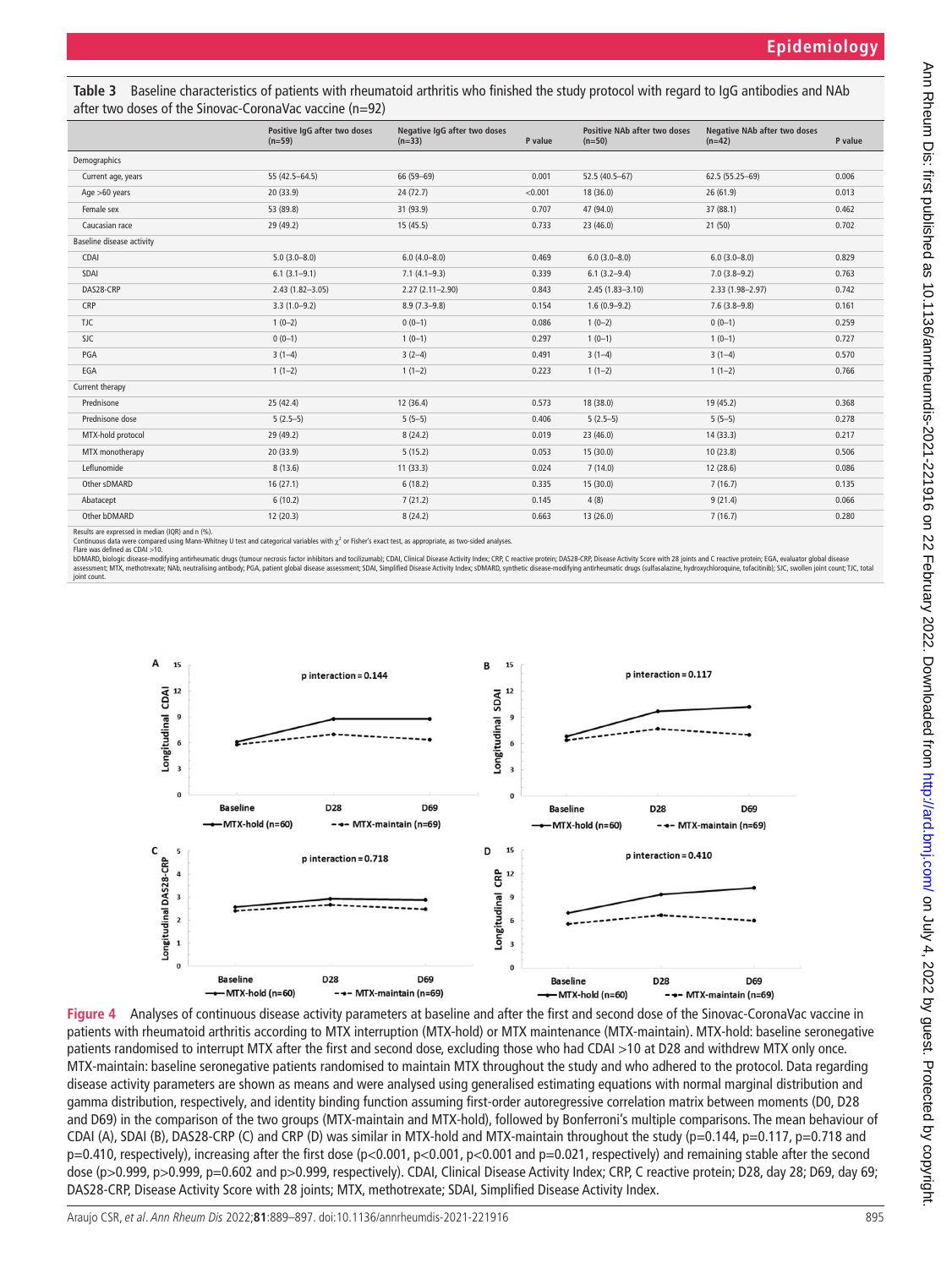**Table 3** Baseline characteristics of patients with rheumatoid arthritis who finished the study protocol with regard to IgG antibodies and NAb after two doses of the Sinovac-CoronaVac vaccine (n=92)

| | Positive IgG after two doses (n=59) | Negative IgG after two doses (n=33) | P value | Positive NAb after two doses (n=50) | Negative NAb after two doses (n=42) | P value |
|---|---|---|---|---|---|---|
| Demographics | | | | | | |
| Current age, years | 55 (42.5–64.5) | 66 (59–69) | 0.001 | 52.5 (40.5–67) | 62.5 (55.25–69) | 0.006 |
| Age >60 years | 20 (33.9) | 24 (72.7) | <0.001 | 18 (36.0) | 26 (61.9) | 0.013 |
| Female sex | 53 (89.8) | 31 (93.9) | 0.707 | 47 (94.0) | 37 (88.1) | 0.462 |
| Caucasian race | 29 (49.2) | 15 (45.5) | 0.733 | 23 (46.0) | 21 (50) | 0.702 |
| Baseline disease activity | | | | | | |
| CDAI | 5.0 (3.0–8.0) | 6.0 (4.0–8.0) | 0.469 | 6.0 (3.0–8.0) | 6.0 (3.0–8.0) | 0.829 |
| SDAI | 6.1 (3.1–9.1) | 7.1 (4.1–9.3) | 0.339 | 6.1 (3.2–9.4) | 7.0 (3.8–9.2) | 0.763 |
| DAS28-CRP | 2.43 (1.82–3.05) | 2.27 (2.11–2.90) | 0.843 | 2.45 (1.83–3.10) | 2.33 (1.98–2.97) | 0.742 |
| CRP | 3.3 (1.0–9.2) | 8.9 (7.3–9.8) | 0.154 | 1.6 (0.9–9.2) | 7.6 (3.8–9.8) | 0.161 |
| TJC | 1 (0–2) | 0 (0–1) | 0.086 | 1 (0–2) | 0 (0–1) | 0.259 |
| SJC | 0 (0–1) | 1 (0–1) | 0.297 | 1 (0–1) | 1 (0–1) | 0.727 |
| PGA | 3 (1–4) | 3 (2–4) | 0.491 | 3 (1–4) | 3 (1–4) | 0.570 |
| EGA | 1 (1–2) | 1 (1–2) | 0.223 | 1 (1–2) | 1 (1–2) | 0.766 |
| Current therapy | | | | | | |
| Prednisone | 25 (42.4) | 12 (36.4) | 0.573 | 18 (38.0) | 19 (45.2) | 0.368 |
| Prednisone dose | 5 (2.5–5) | 5 (5–5) | 0.406 | 5 (2.5–5) | 5 (5–5) | 0.278 |
| MTX-hold protocol | 29 (49.2) | 8 (24.2) | 0.019 | 23 (46.0) | 14 (33.3) | 0.217 |
| MTX monotherapy | 20 (33.9) | 5 (15.2) | 0.053 | 15 (30.0) | 10 (23.8) | 0.506 |
| Leflunomide | 8 (13.6) | 11 (33.3) | 0.024 | 7 (14.0) | 12 (28.6) | 0.086 |
| Other sDMARD | 16 (27.1) | 6 (18.2) | 0.335 | 15 (30.0) | 7 (16.7) | 0.135 |
| Abatacept | 6 (10.2) | 7 (21.2) | 0.145 | 4 (8) | 9 (21.4) | 0.066 |
| Other bDMARD | 12 (20.3) | 8 (24.2) | 0.663 | 13 (26.0) | 7 (16.7) | 0.280 |

Results are expressed in median (IQR) and n (%).
Continuous data were compared using Mann-Whitney U test and categorical variables with $\chi^2$ or Fisher's exact test, as appropriate, as two-sided analyses.
Flare was defined as CDAI >10.
bDMARD, biologic disease-modifying antirheumatic drugs (tumour necrosis factor inhibitors and tocilizumab); CDAI, Clinical Disease Activity Index; CRP, C reactive protein; DAS28-CRP, Disease Activity Score with 28 joints and C reactive protein; EGA, evaluator global disease assessment; MTX, methotrexate; NAb, neutralising antibody; PGA, patient global disease assessment; SDAI, Simplified Disease Activity Index; sDMARD, synthetic disease-modifying antirheumatic drugs (sulfasalazine, hydroxychloroquine, tofacitinib); SJC, swollen joint count; TJC, total joint count.

**Figure 4** Analyses of continuous disease activity parameters at baseline and after the first and second dose of the Sinovac-CoronaVac vaccine in patients with rheumatoid arthritis according to MTX interruption (MTX-hold) or MTX maintenance (MTX-maintain). MTX-hold: baseline seronegative patients randomised to interrupt MTX after the first and second dose, excluding those who had CDAI >10 at D28 and withdrew MTX only once. MTX-maintain: baseline seronegative patients randomised to maintain MTX throughout the study and who adhered to the protocol. Data regarding disease activity parameters are shown as means and were analysed using generalised estimating equations with normal marginal distribution and gamma distribution, respectively, and identity binding function assuming first-order autoregressive correlation matrix between moments (D0, D28 and D69) in the comparison of the two groups (MTX-maintain and MTX-hold), followed by Bonferroni's multiple comparisons. The mean behaviour of CDAI (A), SDAI (B), DAS28-CRP (C) and CRP (D) was similar in MTX-hold and MTX-maintain throughout the study (p=0.144, p=0.117, p=0.718 and p=0.410, respectively), increasing after the first dose (p<0.001, p<0.001, p<0.001 and p=0.021, respectively) and remaining stable after the second dose (p>0.999, p>0.999, p=0.602 and p>0.999, respectively). CDAI, Clinical Disease Activity Index; CRP, C reactive protein; D28, day 28; D69, day 69; DAS28-CRP, Disease Activity Score with 28 joints; MTX, methotrexate; SDAI, Simplified Disease Activity Index.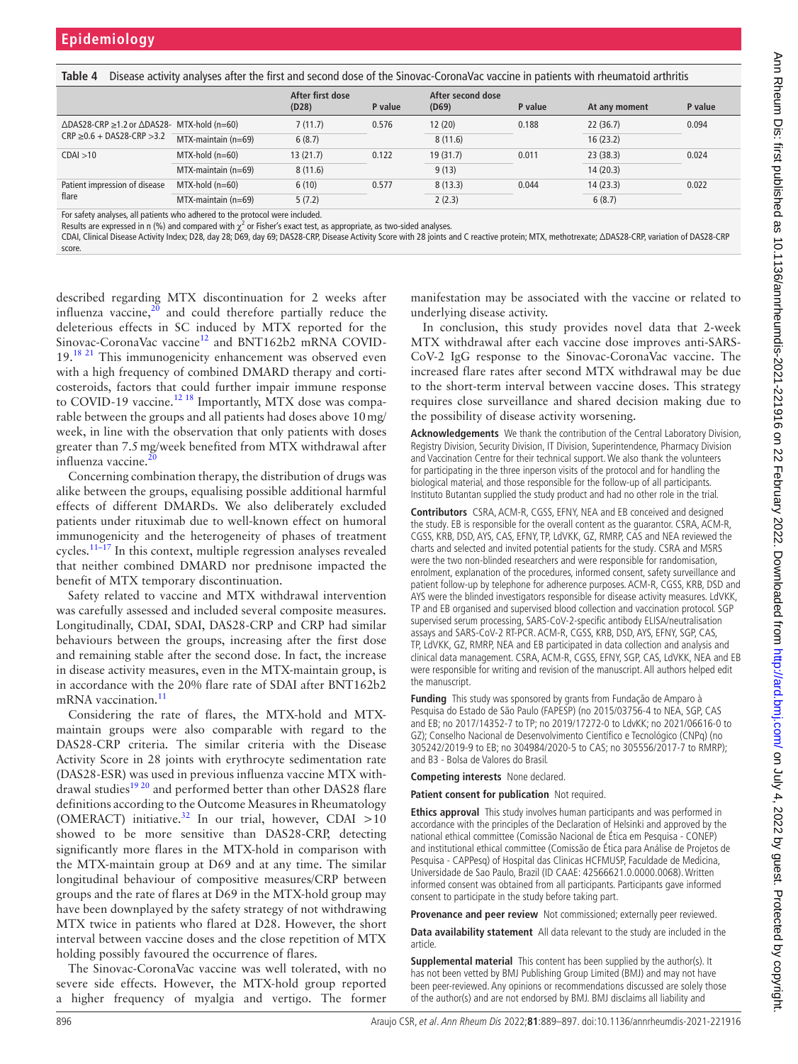**Table 4** Disease activity analyses after the first and second dose of the Sinovac-CoronaVac vaccine in patients with rheumatoid arthritis

| | | After first dose (D28) | P value | After second dose (D69) | P value | At any moment | P value |
|---|---|---|---|---|---|---|---|
| ΔDAS28-CRP ≥1.2 or ΔDAS28-CRP ≥0.6 + DAS28-CRP >3.2 | MTX-hold (n=60) | 7 (11.7) | 0.576 | 12 (20) | 0.188 | 22 (36.7) | 0.094 |
| | MTX-maintain (n=69) | 6 (8.7) | | 8 (11.6) | | 16 (23.2) | |
| CDAI >10 | MTX-hold (n=60) | 13 (21.7) | 0.122 | 19 (31.7) | 0.011 | 23 (38.3) | 0.024 |
| | MTX-maintain (n=69) | 8 (11.6) | | 9 (13) | | 14 (20.3) | |
| Patient impression of disease flare | MTX-hold (n=60) | 6 (10) | 0.577 | 8 (13.3) | 0.044 | 14 (23.3) | 0.022 |
| | MTX-maintain (n=69) | 5 (7.2) | | 2 (2.3) | | 6 (8.7) | |

For safety analyses, all patients who adhered to the protocol were included.
Results are expressed in n (%) and compared with $\chi^2$ or Fisher's exact test, as appropriate, as two-sided analyses.
CDAI, Clinical Disease Activity Index; D28, day 28; D69, day 69; DAS28-CRP, Disease Activity Score with 28 joints and C reactive protein; MTX, methotrexate; ΔDAS28-CRP, variation of DAS28-CRP score.

described regarding MTX discontinuation for 2 weeks after influenza vaccine,[20] and could therefore partially reduce the deleterious effects in SC induced by MTX reported for the Sinovac-CoronaVac vaccine[12] and BNT162b2 mRNA COVID-19.[18 21] This immunogenicity enhancement was observed even with a high frequency of combined DMARD therapy and corticosteroids, factors that could further impair immune response to COVID-19 vaccine.[12 18] Importantly, MTX dose was comparable between the groups and all patients had doses above 10 mg/week, in line with the observation that only patients with doses greater than 7.5 mg/week benefited from MTX withdrawal after influenza vaccine.[20]

Concerning combination therapy, the distribution of drugs was alike between the groups, equalising possible additional harmful effects of different DMARDs. We also deliberately excluded patients under rituximab due to well-known effect on humoral immunogenicity and the heterogeneity of phases of treatment cycles.[11–17] In this context, multiple regression analyses revealed that neither combined DMARD nor prednisone impacted the benefit of MTX temporary discontinuation.

Safety related to vaccine and MTX withdrawal intervention was carefully assessed and included several composite measures. Longitudinally, CDAI, SDAI, DAS28-CRP and CRP had similar behaviours between the groups, increasing after the first dose and remaining stable after the second dose. In fact, the increase in disease activity measures, even in the MTX-maintain group, is in accordance with the 20% flare rate of SDAI after BNT162b2 mRNA vaccination.[11]

Considering the rate of flares, the MTX-hold and MTX-maintain groups were also comparable with regard to the DAS28-CRP criteria. The similar criteria with the Disease Activity Score in 28 joints with erythrocyte sedimentation rate (DAS28-ESR) was used in previous influenza vaccine MTX withdrawal studies[19 20] and performed better than other DAS28 flare definitions according to the Outcome Measures in Rheumatology (OMERACT) initiative.[32] In our trial, however, CDAI >10 showed to be more sensitive than DAS28-CRP, detecting significantly more flares in the MTX-hold in comparison with the MTX-maintain group at D69 and at any time. The similar longitudinal behaviour of compositive measures/CRP between groups and the rate of flares at D69 in the MTX-hold group may have been downplayed by the safety strategy of not withdrawing MTX twice in patients who flared at D28. However, the short interval between vaccine doses and the close repetition of MTX holding possibly favoured the occurrence of flares.

The Sinovac-CoronaVac vaccine was well tolerated, with no severe side effects. However, the MTX-hold group reported a higher frequency of myalgia and vertigo. The former manifestation may be associated with the vaccine or related to underlying disease activity.

In conclusion, this study provides novel data that 2-week MTX withdrawal after each vaccine dose improves anti-SARS-CoV-2 IgG response to the Sinovac-CoronaVac vaccine. The increased flare rates after second MTX withdrawal may be due to the short-term interval between vaccine doses. This strategy requires close surveillance and shared decision making due to the possibility of disease activity worsening.

**Acknowledgements** We thank the contribution of the Central Laboratory Division, Registry Division, Security Division, IT Division, Superintendence, Pharmacy Division and Vaccination Centre for their technical support. We also thank the volunteers for participating in the three inperson visits of the protocol and for handling the biological material, and those responsible for the follow-up of all participants. Instituto Butantan supplied the study product and had no other role in the trial.

**Contributors** CSRA, ACM-R, CGSS, EFNY, NEA and EB conceived and designed the study. EB is responsible for the overall content as the guarantor. CSRA, ACM-R, CGSS, KRB, DSD, AYS, CAS, EFNY, TP, LdVKK, GZ, RMRP, CAS and NEA reviewed the charts and selected and invited potential patients for the study. CSRA and MSRS were the two non-blinded researchers and were responsible for randomisation, enrolment, explanation of the procedures, informed consent, safety surveillance and patient follow-up by telephone for adherence purposes. ACM-R, CGSS, KRB, DSD and AYS were the blinded investigators responsible for disease activity measures. LdVKK, TP and EB organised and supervised blood collection and vaccination protocol. SGP supervised serum processing, SARS-CoV-2-specific antibody ELISA/neutralisation assays and SARS-CoV-2 RT-PCR. ACM-R, CGSS, KRB, DSD, AYS, EFNY, SGP, CAS, TP, LdVKK, GZ, RMRP, NEA and EB participated in data collection and analysis and clinical data management. CSRA, ACM-R, CGSS, EFNY, SGP, CAS, LdVKK, NEA and EB were responsible for writing and revision of the manuscript. All authors helped edit the manuscript.

**Funding** This study was sponsored by grants from Fundação de Amparo à Pesquisa do Estado de São Paulo (FAPESP) (no 2015/03756-4 to NEA, SGP, CAS and EB; no 2017/14352-7 to TP; no 2019/17272-0 to LdvKK; no 2021/06616-0 to GZ); Conselho Nacional de Desenvolvimento Científico e Tecnológico (CNPq) (no 305242/2019-9 to EB; no 304984/2020-5 to CAS; no 305556/2017-7 to RMRP); and B3 - Bolsa de Valores do Brasil.

**Competing interests** None declared.

**Patient consent for publication** Not required.

**Ethics approval** This study involves human participants and was performed in accordance with the principles of the Declaration of Helsinki and approved by the national ethical committee (Comissão Nacional de Ética em Pesquisa - CONEP) and institutional ethical committee (Comissão de Ética para Análise de Projetos de Pesquisa - CAPPesq) of Hospital das Clinicas HCFMUSP, Faculdade de Medicina, Universidade de Sao Paulo, Brazil (ID CAAE: 42566621.0.0000.0068). Written informed consent was obtained from all participants. Participants gave informed consent to participate in the study before taking part.

**Provenance and peer review** Not commissioned; externally peer reviewed.

**Data availability statement** All data relevant to the study are included in the article.

**Supplemental material** This content has been supplied by the author(s). It has not been vetted by BMJ Publishing Group Limited (BMJ) and may not have been peer-reviewed. Any opinions or recommendations discussed are solely those of the author(s) and are not endorsed by BMJ. BMJ disclaims all liability and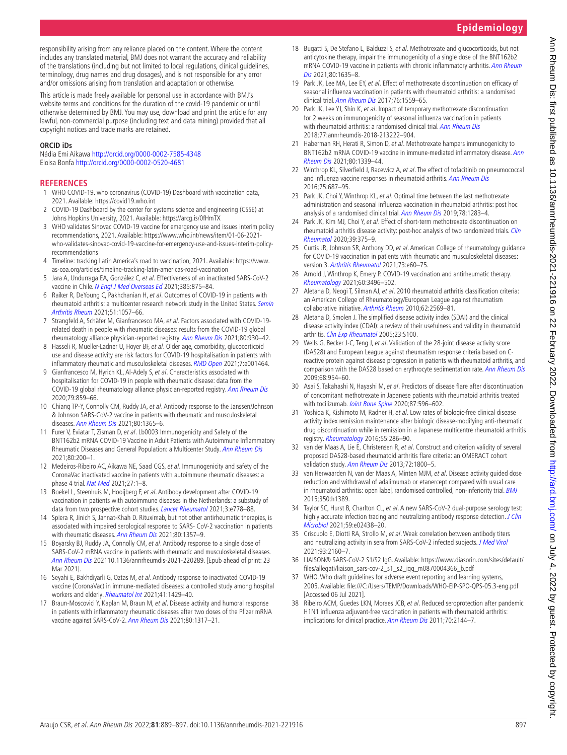responsibility arising from any reliance placed on the content. Where the content includes any translated material, BMJ does not warrant the accuracy and reliability of the translations (including but not limited to local regulations, clinical guidelines, terminology, drug names and drug dosages), and is not responsible for any error and/or omissions arising from translation and adaptation or otherwise.

This article is made freely available for personal use in accordance with BMJ's website terms and conditions for the duration of the covid-19 pandemic or until otherwise determined by BMJ. You may use, download and print the article for any lawful, non-commercial purpose (including text and data mining) provided that all copyright notices and trade marks are retained.

**ORCID iDs**

Nádia Emi Aikawa http://orcid.org/0000-0002-7585-4348
Eloisa Bonfa http://orcid.org/0000-0002-0520-4681

## REFERENCES

1. WHO COVID-19. who coronavirus (COVID-19) Dashboard with vaccination data, 2021. Available: https://covid19.who.int
2. COVID-19 Dashboard by the center for systems science and engineering (CSSE) at Johns Hopkins University, 2021. Available: https://arcg.is/0fHmTX
3. WHO validates Sinovac COVID-19 vaccine for emergency use and issues interim policy recommendations, 2021. Available: https://www.who.int/news/item/01-06-2021-who-validates-sinovac-covid-19-vaccine-for-emergency-use-and-issues-interim-policy-recommendations
4. Timeline: tracking Latin America's road to vaccination, 2021. Available: https://www.as-coa.org/articles/timeline-tracking-latin-americas-road-vaccination
5. Jara A, Undurraga EA, González C, *et al*. Effectiveness of an inactivated SARS-CoV-2 vaccine in Chile. *N Engl J Med Overseas Ed* 2021;385:875–84.
6. Raiker R, DeYoung C, Pakhchanian H, *et al*. Outcomes of COVID-19 in patients with rheumatoid arthritis: a multicenter research network study in the United States. *Semin Arthritis Rheum* 2021;51:1057–66.
7. Strangfeld A, Schäfer M, Gianfrancesco MA, *et al*. Factors associated with COVID-19-related death in people with rheumatic diseases: results from the COVID-19 global rheumatology alliance physician-reported registry. *Ann Rheum Dis* 2021;80:930–42.
8. Hasseli R, Mueller-Ladner U, Hoyer BF, *et al*. Older age, comorbidity, glucocorticoid use and disease activity are risk factors for COVID-19 hospitalisation in patients with inflammatory rheumatic and musculoskeletal diseases. *RMD Open* 2021;7:e001464.
9. Gianfrancesco M, Hyrich KL, Al-Adely S, *et al*. Characteristics associated with hospitalisation for COVID-19 in people with rheumatic disease: data from the COVID-19 global rheumatology alliance physician-reported registry. *Ann Rheum Dis* 2020;79:859–66.
10. Chiang TP-Y, Connolly CM, Ruddy JA, *et al*. Antibody response to the Janssen/Johnson & Johnson SARS-CoV-2 vaccine in patients with rheumatic and musculoskeletal diseases. *Ann Rheum Dis* 2021;80:1365–6.
11. Furer V, Eviatar T, Zisman D, *et al*. Lb0003 Immunogenicity and Safety of the BNT162b2 mRNA COVID-19 Vaccine in Adult Patients with Autoimmune Inflammatory Rheumatic Diseases and General Population: a Multicenter Study. *Ann Rheum Dis* 2021;80:200–1.
12. Medeiros-Ribeiro AC, Aikawa NE, Saad CGS, *et al*. Immunogenicity and safety of the CoronaVac inactivated vaccine in patients with autoimmune rheumatic diseases: a phase 4 trial. *Nat Med* 2021;27:1–8.
13. Boekel L, Steenhuis M, Hooijberg F, *et al*. Antibody development after COVID-19 vaccination in patients with autoimmune diseases in the Netherlands: a substudy of data from two prospective cohort studies. *Lancet Rheumatol* 2021;3:e778–88.
14. Spiera R, Jinich S, Jannat-Khah D. Rituximab, but not other antirheumatic therapies, is associated with impaired serological response to SARS- CoV-2 vaccination in patients with rheumatic diseases. *Ann Rheum Dis* 2021;80:1357–9.
15. Boyarsky BJ, Ruddy JA, Connolly CM, *et al*. Antibody response to a single dose of SARS-CoV-2 mRNA vaccine in patients with rheumatic and musculoskeletal diseases. *Ann Rheum Dis* 202110.1136/annrheumdis-2021-220289. [Epub ahead of print: 23 Mar 2021].
16. Seyahi E, Bakhdiyarli G, Oztas M, *et al*. Antibody response to inactivated COVID-19 vaccine (CoronaVac) in immune-mediated diseases: a controlled study among hospital workers and elderly. *Rheumatol Int* 2021;41:1429–40.
17. Braun-Moscovici Y, Kaplan M, Braun M, *et al*. Disease activity and humoral response in patients with inflammatory rheumatic diseases after two doses of the Pfizer mRNA vaccine against SARS-CoV-2. *Ann Rheum Dis* 2021;80:1317–21.
18. Bugatti S, De Stefano L, Balduzzi S, *et al*. Methotrexate and glucocorticoids, but not anticytokine therapy, impair the immunogenicity of a single dose of the BNT162b2 mRNA COVID-19 vaccine in patients with chronic inflammatory arthritis. *Ann Rheum Dis* 2021;80:1635–8.
19. Park JK, Lee MA, Lee EY, *et al*. Effect of methotrexate discontinuation on efficacy of seasonal influenza vaccination in patients with rheumatoid arthritis: a randomised clinical trial. *Ann Rheum Dis* 2017;76:1559–65.
20. Park JK, Lee YJ, Shin K, *et al*. Impact of temporary methotrexate discontinuation for 2 weeks on immunogenicity of seasonal influenza vaccination in patients with rheumatoid arthritis: a randomised clinical trial. *Ann Rheum Dis* 2018;77:annrheumdis-2018-213222–904.
21. Haberman RH, Herati R, Simon D, *et al*. Methotrexate hampers immunogenicity to BNT162b2 mRNA COVID-19 vaccine in immune-mediated inflammatory disease. *Ann Rheum Dis* 2021;80:1339–44.
22. Winthrop KL, Silverfield J, Racewicz A, *et al*. The effect of tofacitinib on pneumococcal and influenza vaccine responses in rheumatoid arthritis. *Ann Rheum Dis* 2016;75:687–95.
23. Park JK, Choi Y, Winthrop KL, *et al*. Optimal time between the last methotrexate administration and seasonal influenza vaccination in rheumatoid arthritis: post hoc analysis of a randomised clinical trial. *Ann Rheum Dis* 2019;78:1283–4.
24. Park JK, Kim MJ, Choi Y, *et al*. Effect of short-term methotrexate discontinuation on rheumatoid arthritis disease activity: post-hoc analysis of two randomized trials. *Clin Rheumatol* 2020;39:375–9.
25. Curtis JR, Johnson SR, Anthony DD, *et al*. American College of rheumatology guidance for COVID-19 vaccination in patients with rheumatic and musculoskeletal diseases: version 3. *Arthritis Rheumatol* 2021;73:e60–75.
26. Arnold J, Winthrop K, Emery P. COVID-19 vaccination and antirheumatic therapy. *Rheumatology* 2021;60:3496–502.
27. Aletaha D, Neogi T, Silman AJ, *et al*. 2010 rheumatoid arthritis classification criteria: an American College of Rheumatology/European League against rheumatism collaborative initiative. *Arthritis Rheum* 2010;62:2569–81.
28. Aletaha D, Smolen J. The simplified disease activity index (SDAI) and the clinical disease activity index (CDAI): a review of their usefulness and validity in rheumatoid arthritis. *Clin Exp Rheumatol* 2005;23:S100.
29. Wells G, Becker J-C, Teng J, *et al*. Validation of the 28-joint disease activity score (DAS28) and European League against rheumatism response criteria based on C-reactive protein against disease progression in patients with rheumatoid arthritis, and comparison with the DAS28 based on erythrocyte sedimentation rate. *Ann Rheum Dis* 2009;68:954–60.
30. Asai S, Takahashi N, Hayashi M, *et al*. Predictors of disease flare after discontinuation of concomitant methotrexate in Japanese patients with rheumatoid arthritis treated with tocilizumab. *Joint Bone Spine* 2020;87:596–602.
31. Yoshida K, Kishimoto M, Radner H, *et al*. Low rates of biologic-free clinical disease activity index remission maintenance after biologic disease-modifying anti-rheumatic drug discontinuation while in remission in a Japanese multicentre rheumatoid arthritis registry. *Rheumatology* 2016;55:286–90.
32. van der Maas A, Lie E, Christensen R, *et al*. Construct and criterion validity of several proposed DAS28-based rheumatoid arthritis flare criteria: an OMERACT cohort validation study. *Ann Rheum Dis* 2013;72:1800–5.
33. van Herwaarden N, van der Maas A, Minten MJM, *et al*. Disease activity guided dose reduction and withdrawal of adalimumab or etanercept compared with usual care in rheumatoid arthritis: open label, randomised controlled, non-inferiority trial. *BMJ* 2015;350:h1389.
34. Taylor SC, Hurst B, Charlton CL, *et al*. A new SARS-CoV-2 dual-purpose serology test: highly accurate infection tracing and neutralizing antibody response detection. *J Clin Microbiol* 2021;59:e02438–20.
35. Criscuolo E, Diotti RA, Strollo M, *et al*. Weak correlation between antibody titers and neutralizing activity in sera from SARS-CoV-2 infected subjects. *J Med Virol* 2021;93:2160–7.
36. LIAISON® SARS-CoV-2 S1/S2 IgG. Available: https://www.diasorin.com/sites/default/files/allegati/liaison_sars-cov-2_s1_s2_igg_m0870004366_b.pdf
37. WHO. Who draft guidelines for adverse event reporting and learning systems, 2005. Available: file:///C:/Users/TEMP/Downloads/WHO-EIP-SPO-QPS-05.3-eng.pdf [Accessed 06 Jul 2021].
38. Ribeiro ACM, Guedes LKN, Moraes JCB, *et al*. Reduced seroprotection after pandemic H1N1 influenza adjuvant-free vaccination in patients with rheumatoid arthritis: implications for clinical practice. *Ann Rheum Dis* 2011;70:2144–7.